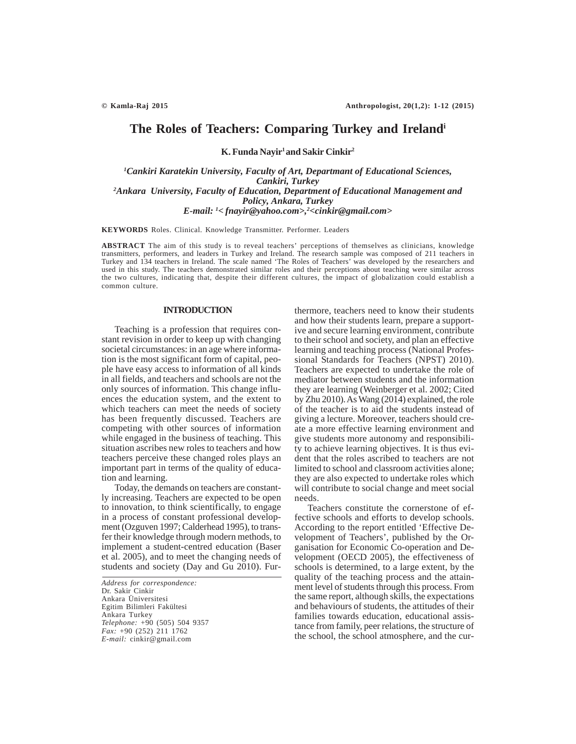# The Roles of Teachers: Comparing Turkey and Ireland[i]

**K. Funda Nayir[1] and Sakir Cinkir[2]**

*[1]Cankiri Karatekin University, Faculty of Art, Departmant of Educational Sciences, Cankiri, Turkey*
*[2]Ankara University, Faculty of Education, Department of Educational Management and Policy, Ankara, Turkey*
*E-mail: [1]< fnayir@yahoo.com>,[2]<cinkir@gmail.com>*

**KEYWORDS** Roles. Clinical. Knowledge Transmitter. Performer. Leaders

**ABSTRACT** The aim of this study is to reveal teachers' perceptions of themselves as clinicians, knowledge transmitters, performers, and leaders in Turkey and Ireland. The research sample was composed of 211 teachers in Turkey and 134 teachers in Ireland. The scale named 'The Roles of Teachers' was developed by the researchers and used in this study. The teachers demonstrated similar roles and their perceptions about teaching were similar across the two cultures, indicating that, despite their different cultures, the impact of globalization could establish a common culture.

## INTRODUCTION

Teaching is a profession that requires constant revision in order to keep up with changing societal circumstances: in an age where information is the most significant form of capital, people have easy access to information of all kinds in all fields, and teachers and schools are not the only sources of information. This change influences the education system, and the extent to which teachers can meet the needs of society has been frequently discussed. Teachers are competing with other sources of information while engaged in the business of teaching. This situation ascribes new roles to teachers and how teachers perceive these changed roles plays an important part in terms of the quality of education and learning.

Today, the demands on teachers are constantly increasing. Teachers are expected to be open to innovation, to think scientifically, to engage in a process of constant professional development (Ozguven 1997; Calderhead 1995), to transfer their knowledge through modern methods, to implement a student-centred education (Baser et al. 2005), and to meet the changing needs of students and society (Day and Gu 2010). Furthermore, teachers need to know their students and how their students learn, prepare a supportive and secure learning environment, contribute to their school and society, and plan an effective learning and teaching process (National Professional Standards for Teachers (NPST) 2010). Teachers are expected to undertake the role of mediator between students and the information they are learning (Weinberger et al. 2002; Cited by Zhu 2010). As Wang (2014) explained, the role of the teacher is to aid the students instead of giving a lecture. Moreover, teachers should create a more effective learning environment and give students more autonomy and responsibility to achieve learning objectives. It is thus evident that the roles ascribed to teachers are not limited to school and classroom activities alone; they are also expected to undertake roles which will contribute to social change and meet social needs.

Teachers constitute the cornerstone of effective schools and efforts to develop schools. According to the report entitled 'Effective Development of Teachers', published by the Organisation for Economic Co-operation and Development (OECD 2005), the effectiveness of schools is determined, to a large extent, by the quality of the teaching process and the attainment level of students through this process. From the same report, although skills, the expectations and behaviours of students, the attitudes of their families towards education, educational assistance from family, peer relations, the structure of the school, the school atmosphere, and the cur-

*Address for correspondence:*
Dr. Sakir Cinkir
Ankara Üniversitesi
Egitim Bilimleri Fakültesi
Ankara Turkey
*Telephone:* +90 (505) 504 9357
*Fax:* +90 (252) 211 1762
*E-mail:* cinkir@gmail.com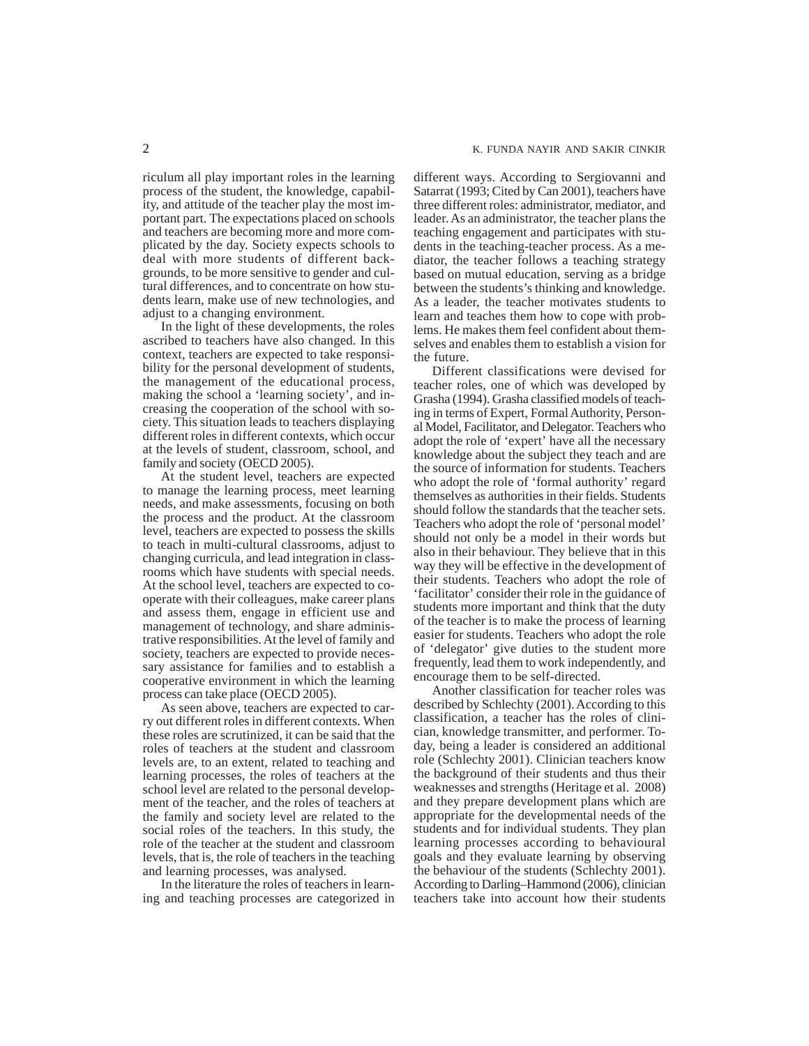riculum all play important roles in the learning process of the student, the knowledge, capability, and attitude of the teacher play the most important part. The expectations placed on schools and teachers are becoming more and more complicated by the day. Society expects schools to deal with more students of different backgrounds, to be more sensitive to gender and cultural differences, and to concentrate on how students learn, make use of new technologies, and adjust to a changing environment.

In the light of these developments, the roles ascribed to teachers have also changed. In this context, teachers are expected to take responsibility for the personal development of students, the management of the educational process, making the school a 'learning society', and increasing the cooperation of the school with society. This situation leads to teachers displaying different roles in different contexts, which occur at the levels of student, classroom, school, and family and society (OECD 2005).

At the student level, teachers are expected to manage the learning process, meet learning needs, and make assessments, focusing on both the process and the product. At the classroom level, teachers are expected to possess the skills to teach in multi-cultural classrooms, adjust to changing curricula, and lead integration in classrooms which have students with special needs. At the school level, teachers are expected to cooperate with their colleagues, make career plans and assess them, engage in efficient use and management of technology, and share administrative responsibilities. At the level of family and society, teachers are expected to provide necessary assistance for families and to establish a cooperative environment in which the learning process can take place (OECD 2005).

As seen above, teachers are expected to carry out different roles in different contexts. When these roles are scrutinized, it can be said that the roles of teachers at the student and classroom levels are, to an extent, related to teaching and learning processes, the roles of teachers at the school level are related to the personal development of the teacher, and the roles of teachers at the family and society level are related to the social roles of the teachers. In this study, the role of the teacher at the student and classroom levels, that is, the role of teachers in the teaching and learning processes, was analysed.

In the literature the roles of teachers in learning and teaching processes are categorized in different ways. According to Sergiovanni and Satarrat (1993; Cited by Can 2001), teachers have three different roles: administrator, mediator, and leader. As an administrator, the teacher plans the teaching engagement and participates with students in the teaching-teacher process. As a mediator, the teacher follows a teaching strategy based on mutual education, serving as a bridge between the students's thinking and knowledge. As a leader, the teacher motivates students to learn and teaches them how to cope with problems. He makes them feel confident about themselves and enables them to establish a vision for the future.

Different classifications were devised for teacher roles, one of which was developed by Grasha (1994). Grasha classified models of teaching in terms of Expert, Formal Authority, Personal Model, Facilitator, and Delegator. Teachers who adopt the role of 'expert' have all the necessary knowledge about the subject they teach and are the source of information for students. Teachers who adopt the role of 'formal authority' regard themselves as authorities in their fields. Students should follow the standards that the teacher sets. Teachers who adopt the role of 'personal model' should not only be a model in their words but also in their behaviour. They believe that in this way they will be effective in the development of their students. Teachers who adopt the role of 'facilitator' consider their role in the guidance of students more important and think that the duty of the teacher is to make the process of learning easier for students. Teachers who adopt the role of 'delegator' give duties to the student more frequently, lead them to work independently, and encourage them to be self-directed.

Another classification for teacher roles was described by Schlechty (2001). According to this classification, a teacher has the roles of clinician, knowledge transmitter, and performer. Today, being a leader is considered an additional role (Schlechty 2001). Clinician teachers know the background of their students and thus their weaknesses and strengths (Heritage et al. 2008) and they prepare development plans which are appropriate for the developmental needs of the students and for individual students. They plan learning processes according to behavioural goals and they evaluate learning by observing the behaviour of the students (Schlechty 2001). According to Darling–Hammond (2006), clinician teachers take into account how their students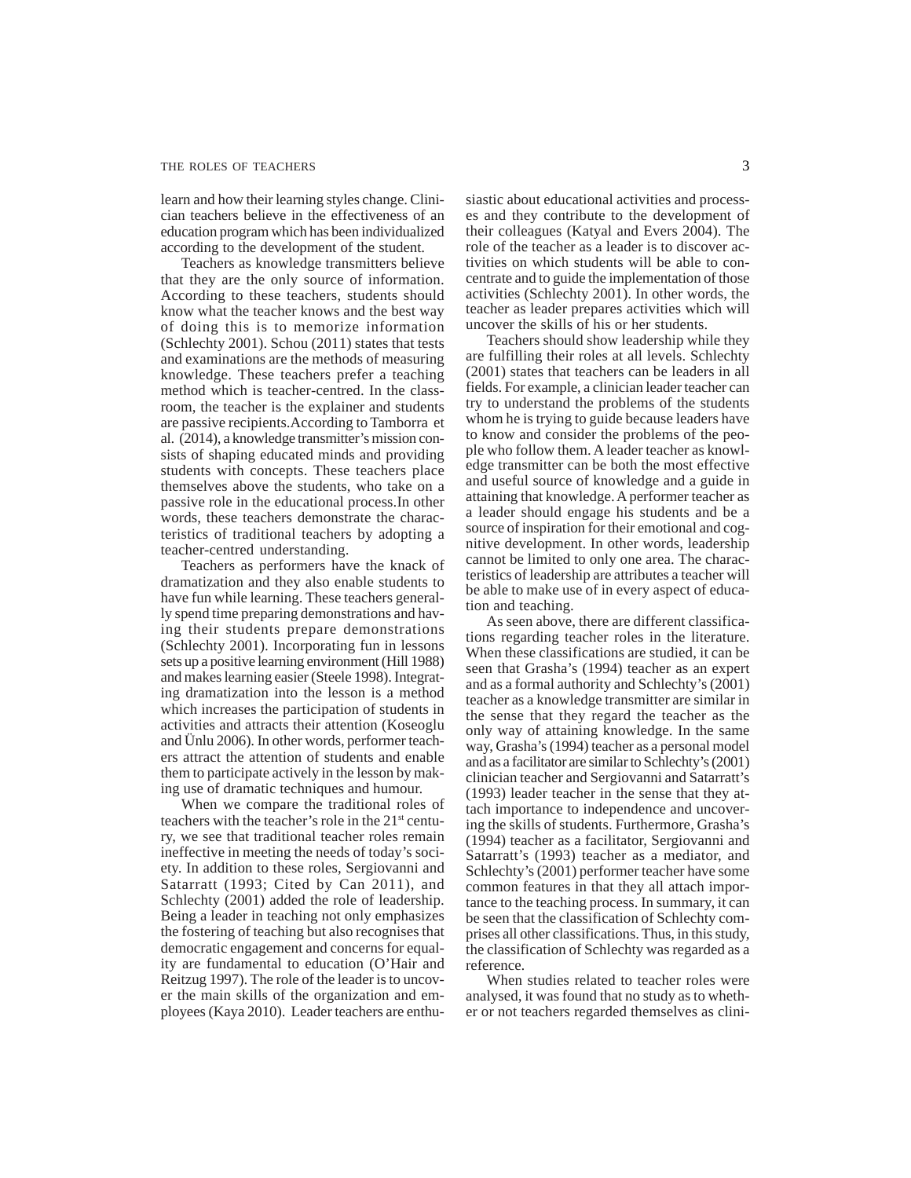learn and how their learning styles change. Clinician teachers believe in the effectiveness of an education program which has been individualized according to the development of the student.

Teachers as knowledge transmitters believe that they are the only source of information. According to these teachers, students should know what the teacher knows and the best way of doing this is to memorize information (Schlechty 2001). Schou (2011) states that tests and examinations are the methods of measuring knowledge. These teachers prefer a teaching method which is teacher-centred. In the classroom, the teacher is the explainer and students are passive recipients.According to Tamborra et al. (2014), a knowledge transmitter's mission consists of shaping educated minds and providing students with concepts. These teachers place themselves above the students, who take on a passive role in the educational process.In other words, these teachers demonstrate the characteristics of traditional teachers by adopting a teacher-centred understanding.

Teachers as performers have the knack of dramatization and they also enable students to have fun while learning. These teachers generally spend time preparing demonstrations and having their students prepare demonstrations (Schlechty 2001). Incorporating fun in lessons sets up a positive learning environment (Hill 1988) and makes learning easier (Steele 1998). Integrating dramatization into the lesson is a method which increases the participation of students in activities and attracts their attention (Koseoglu and Ünlu 2006). In other words, performer teachers attract the attention of students and enable them to participate actively in the lesson by making use of dramatic techniques and humour.

When we compare the traditional roles of teachers with the teacher's role in the 21st century, we see that traditional teacher roles remain ineffective in meeting the needs of today's society. In addition to these roles, Sergiovanni and Satarratt (1993; Cited by Can 2011), and Schlechty (2001) added the role of leadership. Being a leader in teaching not only emphasizes the fostering of teaching but also recognises that democratic engagement and concerns for equality are fundamental to education (O'Hair and Reitzug 1997). The role of the leader is to uncover the main skills of the organization and employees (Kaya 2010). Leader teachers are enthusiastic about educational activities and processes and they contribute to the development of their colleagues (Katyal and Evers 2004). The role of the teacher as a leader is to discover activities on which students will be able to concentrate and to guide the implementation of those activities (Schlechty 2001). In other words, the teacher as leader prepares activities which will uncover the skills of his or her students.

Teachers should show leadership while they are fulfilling their roles at all levels. Schlechty (2001) states that teachers can be leaders in all fields. For example, a clinician leader teacher can try to understand the problems of the students whom he is trying to guide because leaders have to know and consider the problems of the people who follow them. A leader teacher as knowledge transmitter can be both the most effective and useful source of knowledge and a guide in attaining that knowledge. A performer teacher as a leader should engage his students and be a source of inspiration for their emotional and cognitive development. In other words, leadership cannot be limited to only one area. The characteristics of leadership are attributes a teacher will be able to make use of in every aspect of education and teaching.

As seen above, there are different classifications regarding teacher roles in the literature. When these classifications are studied, it can be seen that Grasha's (1994) teacher as an expert and as a formal authority and Schlechty's (2001) teacher as a knowledge transmitter are similar in the sense that they regard the teacher as the only way of attaining knowledge. In the same way, Grasha's (1994) teacher as a personal model and as a facilitator are similar to Schlechty's (2001) clinician teacher and Sergiovanni and Satarratt's (1993) leader teacher in the sense that they attach importance to independence and uncovering the skills of students. Furthermore, Grasha's (1994) teacher as a facilitator, Sergiovanni and Satarratt's (1993) teacher as a mediator, and Schlechty's (2001) performer teacher have some common features in that they all attach importance to the teaching process. In summary, it can be seen that the classification of Schlechty comprises all other classifications. Thus, in this study, the classification of Schlechty was regarded as a reference.

When studies related to teacher roles were analysed, it was found that no study as to whether or not teachers regarded themselves as clini-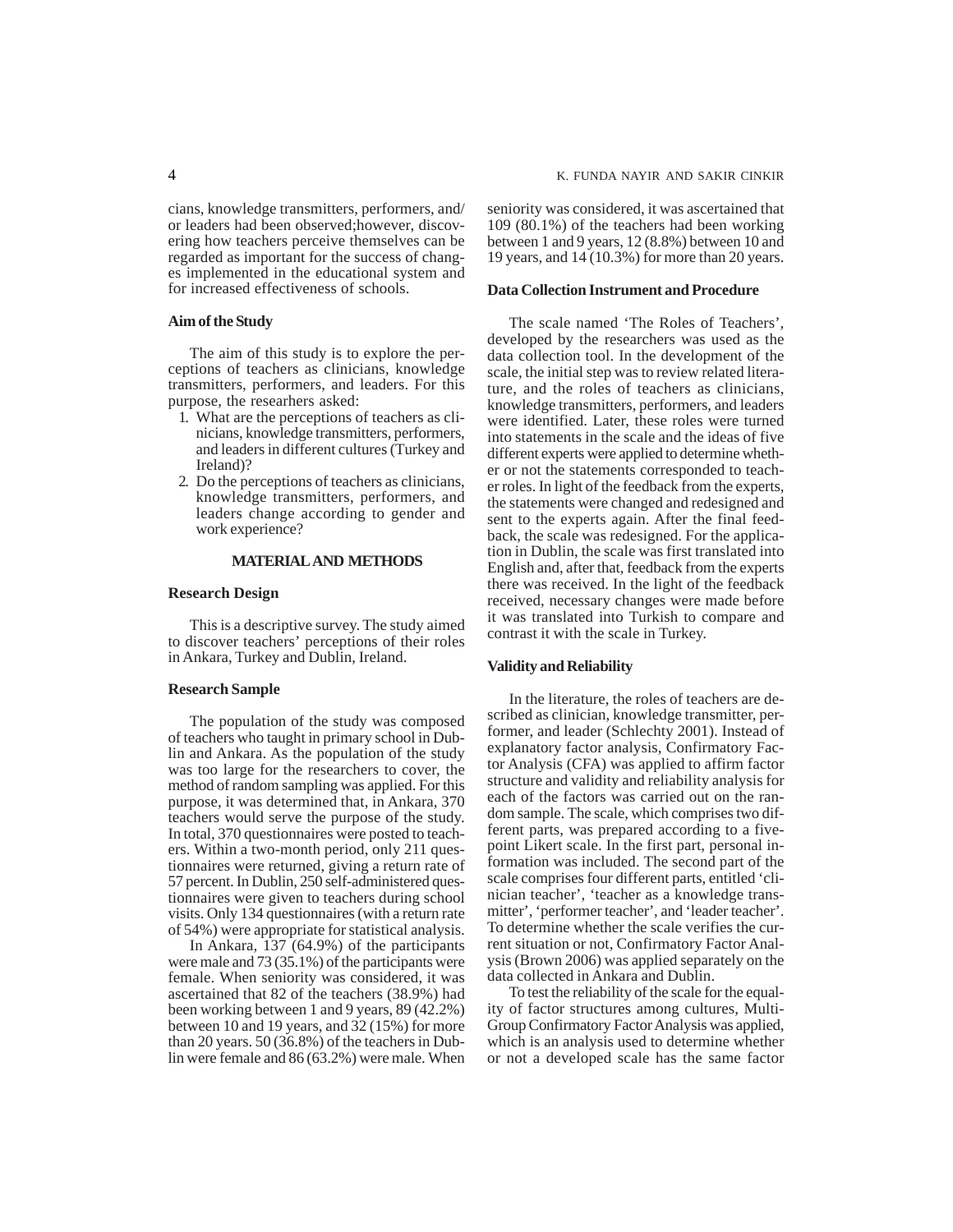cians, knowledge transmitters, performers, and/ or leaders had been observed;however, discovering how teachers perceive themselves can be regarded as important for the success of changes implemented in the educational system and for increased effectiveness of schools.

### Aim of the Study

The aim of this study is to explore the perceptions of teachers as clinicians, knowledge transmitters, performers, and leaders. For this purpose, the researhers asked:

1. What are the perceptions of teachers as clinicians, knowledge transmitters, performers, and leaders in different cultures (Turkey and Ireland)?
2. Do the perceptions of teachers as clinicians, knowledge transmitters, performers, and leaders change according to gender and work experience?

## MATERIAL AND METHODS

### Research Design

This is a descriptive survey. The study aimed to discover teachers' perceptions of their roles in Ankara, Turkey and Dublin, Ireland.

### Research Sample

The population of the study was composed of teachers who taught in primary school in Dublin and Ankara. As the population of the study was too large for the researchers to cover, the method of random sampling was applied. For this purpose, it was determined that, in Ankara, 370 teachers would serve the purpose of the study. In total, 370 questionnaires were posted to teachers. Within a two-month period, only 211 questionnaires were returned, giving a return rate of 57 percent. In Dublin, 250 self-administered questionnaires were given to teachers during school visits. Only 134 questionnaires (with a return rate of 54%) were appropriate for statistical analysis.

In Ankara, 137 (64.9%) of the participants were male and 73 (35.1%) of the participants were female. When seniority was considered, it was ascertained that 82 of the teachers (38.9%) had been working between 1 and 9 years, 89 (42.2%) between 10 and 19 years, and 32 (15%) for more than 20 years. 50 (36.8%) of the teachers in Dublin were female and 86 (63.2%) were male. When seniority was considered, it was ascertained that 109 (80.1%) of the teachers had been working between 1 and 9 years, 12 (8.8%) between 10 and 19 years, and 14 (10.3%) for more than 20 years.

### Data Collection Instrument and Procedure

The scale named 'The Roles of Teachers', developed by the researchers was used as the data collection tool. In the development of the scale, the initial step was to review related literature, and the roles of teachers as clinicians, knowledge transmitters, performers, and leaders were identified. Later, these roles were turned into statements in the scale and the ideas of five different experts were applied to determine whether or not the statements corresponded to teacher roles. In light of the feedback from the experts, the statements were changed and redesigned and sent to the experts again. After the final feedback, the scale was redesigned. For the application in Dublin, the scale was first translated into English and, after that, feedback from the experts there was received. In the light of the feedback received, necessary changes were made before it was translated into Turkish to compare and contrast it with the scale in Turkey.

### Validity and Reliability

In the literature, the roles of teachers are described as clinician, knowledge transmitter, performer, and leader (Schlechty 2001). Instead of explanatory factor analysis, Confirmatory Factor Analysis (CFA) was applied to affirm factor structure and validity and reliability analysis for each of the factors was carried out on the random sample. The scale, which comprises two different parts, was prepared according to a five-point Likert scale. In the first part, personal information was included. The second part of the scale comprises four different parts, entitled 'clinician teacher', 'teacher as a knowledge transmitter', 'performer teacher', and 'leader teacher'. To determine whether the scale verifies the current situation or not, Confirmatory Factor Analysis (Brown 2006) was applied separately on the data collected in Ankara and Dublin.

To test the reliability of the scale for the equality of factor structures among cultures, Multi-Group Confirmatory Factor Analysis was applied, which is an analysis used to determine whether or not a developed scale has the same factor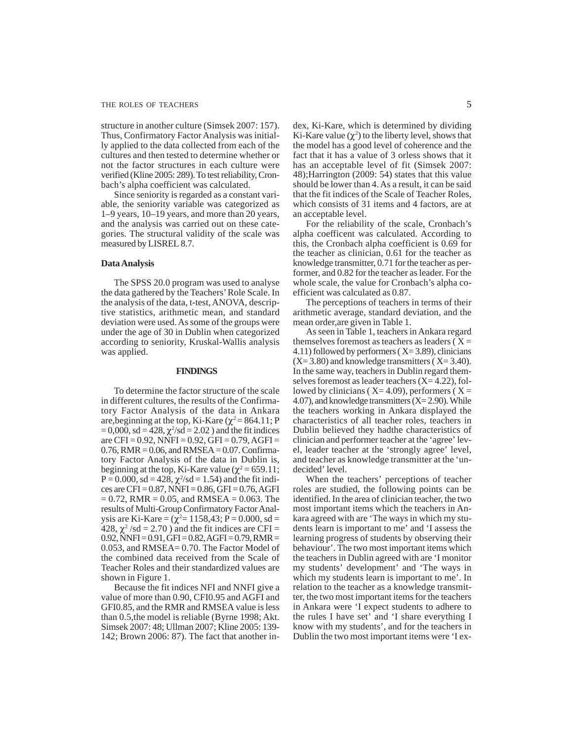structure in another culture (Simsek 2007: 157). Thus, Confirmatory Factor Analysis was initially applied to the data collected from each of the cultures and then tested to determine whether or not the factor structures in each culture were verified (Kline 2005: 289). To test reliability, Cronbach's alpha coefficient was calculated.

Since seniority is regarded as a constant variable, the seniority variable was categorized as 1–9 years, 10–19 years, and more than 20 years, and the analysis was carried out on these categories. The structural validity of the scale was measured by LISREL 8.7.

### Data Analysis

The SPSS 20.0 program was used to analyse the data gathered by the Teachers' Role Scale. In the analysis of the data, t-test, ANOVA, descriptive statistics, arithmetic mean, and standard deviation were used. As some of the groups were under the age of 30 in Dublin when categorized according to seniority, Kruskal-Wallis analysis was applied.

## FINDINGS

To determine the factor structure of the scale in different cultures, the results of the Confirmatory Factor Analysis of the data in Ankara are,beginning at the top, Ki-Kare ($\chi^2 = 864.11$; P = 0,000, sd = 428, $\chi^2$/sd = 2.02 ) and the fit indices are CFI = 0.92, NNFI = 0.92, GFI = 0.79, AGFI = 0.76, RMR = 0.06, and RMSEA = 0.07. Confirmatory Factor Analysis of the data in Dublin is, beginning at the top, Ki-Kare value ($\chi^2 = 659.11$; P = 0.000, sd = 428, $\chi^2$/sd = 1.54) and the fit indices are CFI = 0.87, NNFI = 0.86, GFI = 0.76, AGFI = 0.72, RMR = 0.05, and RMSEA = 0.063. The results of Multi-Group Confirmatory Factor Analysis are Ki-Kare = ($\chi^2$= 1158,43; P = 0.000, sd = 428, $\chi^2$ /sd = 2.70 ) and the fit indices are CFI = 0.92, NNFI = 0.91, GFI = 0.82, AGFI = 0.79, RMR = 0.053, and RMSEA= 0.70. The Factor Model of the combined data received from the Scale of Teacher Roles and their standardized values are shown in Figure 1.

Because the fit indices NFI and NNFI give a value of more than 0.90, CFI0.95 and AGFI and GFI0.85, and the RMR and RMSEA value is less than 0.5,the model is reliable (Byrne 1998; Akt. Simsek 2007: 48; Ullman 2007; Kline 2005: 139-142; Brown 2006: 87). The fact that another index, Ki-Kare, which is determined by dividing Ki-Kare value ($\chi^2$) to the liberty level, shows that the model has a good level of coherence and the fact that it has a value of 3 orless shows that it has an acceptable level of fit (Simsek 2007: 48);Harrington (2009: 54) states that this value should be lower than 4. As a result, it can be said that the fit indices of the Scale of Teacher Roles, which consists of 31 items and 4 factors, are at an acceptable level.

For the reliability of the scale, Cronbach's alpha coefficent was calculated. According to this, the Cronbach alpha coefficient is 0.69 for the teacher as clinician, 0.61 for the teacher as knowledge transmitter, 0.71 for the teacher as performer, and 0.82 for the teacher as leader. For the whole scale, the value for Cronbach's alpha coefficient was calculated as 0.87.

The perceptions of teachers in terms of their arithmetic average, standard deviation, and the mean order,are given in Table 1.

As seen in Table 1, teachers in Ankara regard themselves foremost as teachers as leaders ( X = 4.11) followed by performers ( X= 3.89), clinicians (X= 3.80) and knowledge transmitters ( X= 3.40). In the same way, teachers in Dublin regard themselves foremost as leader teachers (X= 4.22), followed by clinicians ( X= 4.09), performers ( X = 4.07), and knowledge transmitters (X= 2.90). While the teachers working in Ankara displayed the characteristics of all teacher roles, teachers in Dublin believed they hadthe characteristics of clinician and performer teacher at the 'agree' level, leader teacher at the 'strongly agree' level, and teacher as knowledge transmitter at the 'undecided' level.

When the teachers' perceptions of teacher roles are studied, the following points can be identified. In the area of clinician teacher, the two most important items which the teachers in Ankara agreed with are 'The ways in which my students learn is important to me' and 'I assess the learning progress of students by observing their behaviour'. The two most important items which the teachers in Dublin agreed with are 'I monitor my students' development' and 'The ways in which my students learn is important to me'. In relation to the teacher as a knowledge transmitter, the two most important items for the teachers in Ankara were 'I expect students to adhere to the rules I have set' and 'I share everything I know with my students', and for the teachers in Dublin the two most important items were 'I ex-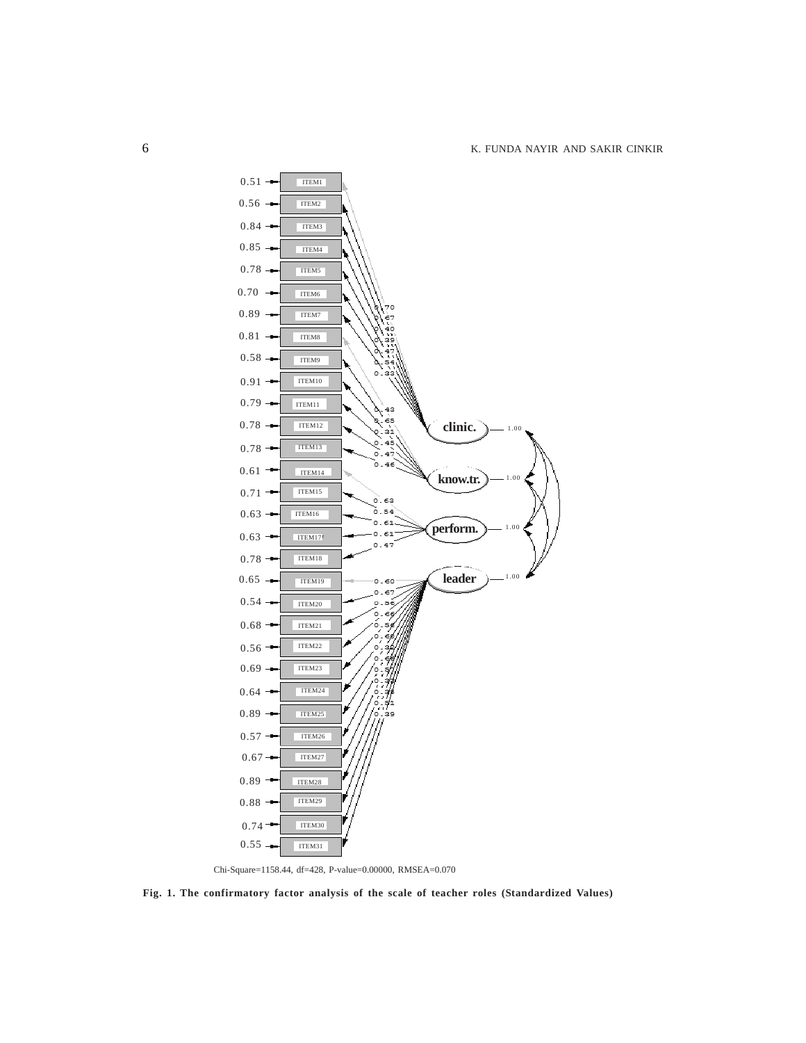Chi-Square=1158.44, df=428, P-value=0.00000, RMSEA=0.070

**Fig. 1. The confirmatory factor analysis of the scale of teacher roles (Standardized Values)**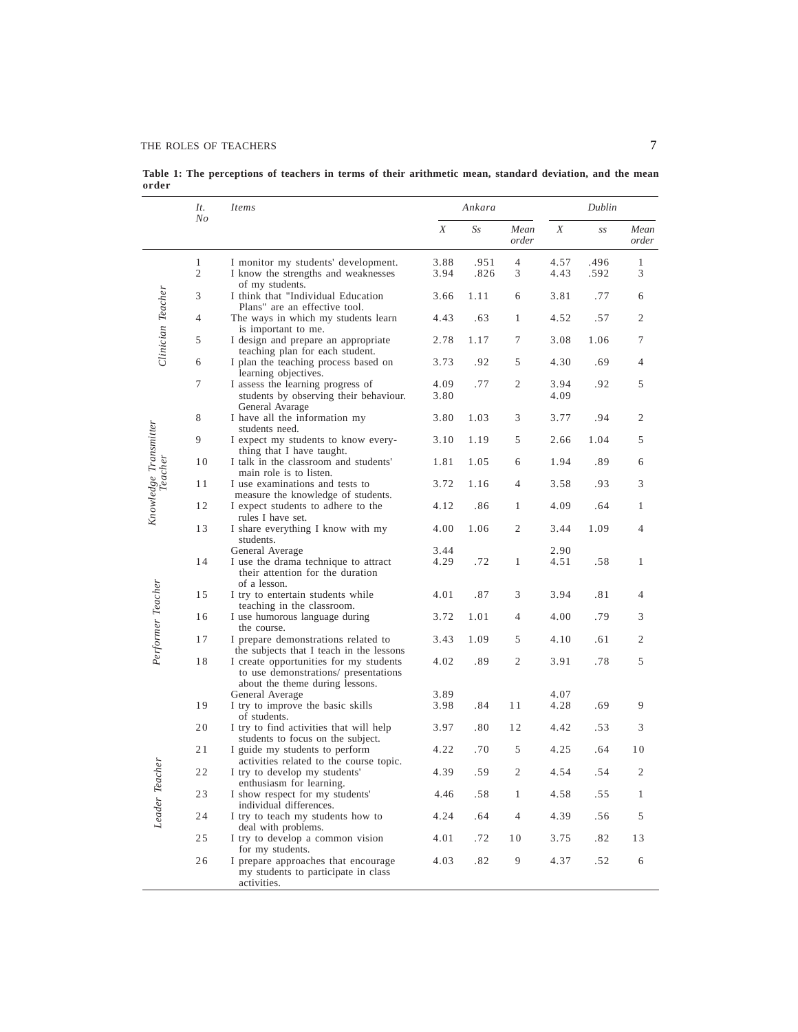**Table 1: The perceptions of teachers in terms of their arithmetic mean, standard deviation, and the mean order**

| | It. No | Items | Ankara | | | Dublin | | |
|---|---|---|---|---|---|---|---|---|
| | | | X | Ss | Mean order | X | ss | Mean order |
| *Clinician Teacher* | 1 | I monitor my students' development. | 3.88 | .951 | 4 | 4.57 | .496 | 1 |
| | 2 | I know the strengths and weaknesses of my students. | 3.94 | .826 | 3 | 4.43 | .592 | 3 |
| | 3 | I think that "Individual Education Plans" are an effective tool. | 3.66 | 1.11 | 6 | 3.81 | .77 | 6 |
| | 4 | The ways in which my students learn is important to me. | 4.43 | .63 | 1 | 4.52 | .57 | 2 |
| | 5 | I design and prepare an appropriate teaching plan for each student. | 2.78 | 1.17 | 7 | 3.08 | 1.06 | 7 |
| | 6 | I plan the teaching process based on learning objectives. | 3.73 | .92 | 5 | 4.30 | .69 | 4 |
| | 7 | I assess the learning progress of students by observing their behaviour. | 4.09 | .77 | 2 | 3.94 | .92 | 5 |
| | | General Avarage | 3.80 | | | 4.09 | | |
| *Knowledge Transmitter Teacher* | 8 | I have all the information my students need. | 3.80 | 1.03 | 3 | 3.77 | .94 | 2 |
| | 9 | I expect my students to know every-thing that I have taught. | 3.10 | 1.19 | 5 | 2.66 | 1.04 | 5 |
| | 10 | I talk in the classroom and students' main role is to listen. | 1.81 | 1.05 | 6 | 1.94 | .89 | 6 |
| | 11 | I use examinations and tests to measure the knowledge of students. | 3.72 | 1.16 | 4 | 3.58 | .93 | 3 |
| | 12 | I expect students to adhere to the rules I have set. | 4.12 | .86 | 1 | 4.09 | .64 | 1 |
| | 13 | I share everything I know with my students. | 4.00 | 1.06 | 2 | 3.44 | 1.09 | 4 |
| | | General Average | 3.44 | | | 2.90 | | |
| *Performer Teacher* | 14 | I use the drama technique to attract their attention for the duration of a lesson. | 4.29 | .72 | 1 | 4.51 | .58 | 1 |
| | 15 | I try to entertain students while teaching in the classroom. | 4.01 | .87 | 3 | 3.94 | .81 | 4 |
| | 16 | I use humorous language during the course. | 3.72 | 1.01 | 4 | 4.00 | .79 | 3 |
| | 17 | I prepare demonstrations related to the subjects that I teach in the lessons | 3.43 | 1.09 | 5 | 4.10 | .61 | 2 |
| | 18 | I create opportunities for my students to use demonstrations/ presentations about the theme during lessons. | 4.02 | .89 | 2 | 3.91 | .78 | 5 |
| | | General Average | 3.89 | | | 4.07 | | |
| *Leader Teacher* | 19 | I try to improve the basic skills of students. | 3.98 | .84 | 11 | 4.28 | .69 | 9 |
| | 20 | I try to find activities that will help students to focus on the subject. | 3.97 | .80 | 12 | 4.42 | .53 | 3 |
| | 21 | I guide my students to perform activities related to the course topic. | 4.22 | .70 | 5 | 4.25 | .64 | 10 |
| | 22 | I try to develop my students' enthusiasm for learning. | 4.39 | .59 | 2 | 4.54 | .54 | 2 |
| | 23 | I show respect for my students' individual differences. | 4.46 | .58 | 1 | 4.58 | .55 | 1 |
| | 24 | I try to teach my students how to deal with problems. | 4.24 | .64 | 4 | 4.39 | .56 | 5 |
| | 25 | I try to develop a common vision for my students. | 4.01 | .72 | 10 | 3.75 | .82 | 13 |
| | 26 | I prepare approaches that encourage my students to participate in class activities. | 4.03 | .82 | 9 | 4.37 | .52 | 6 |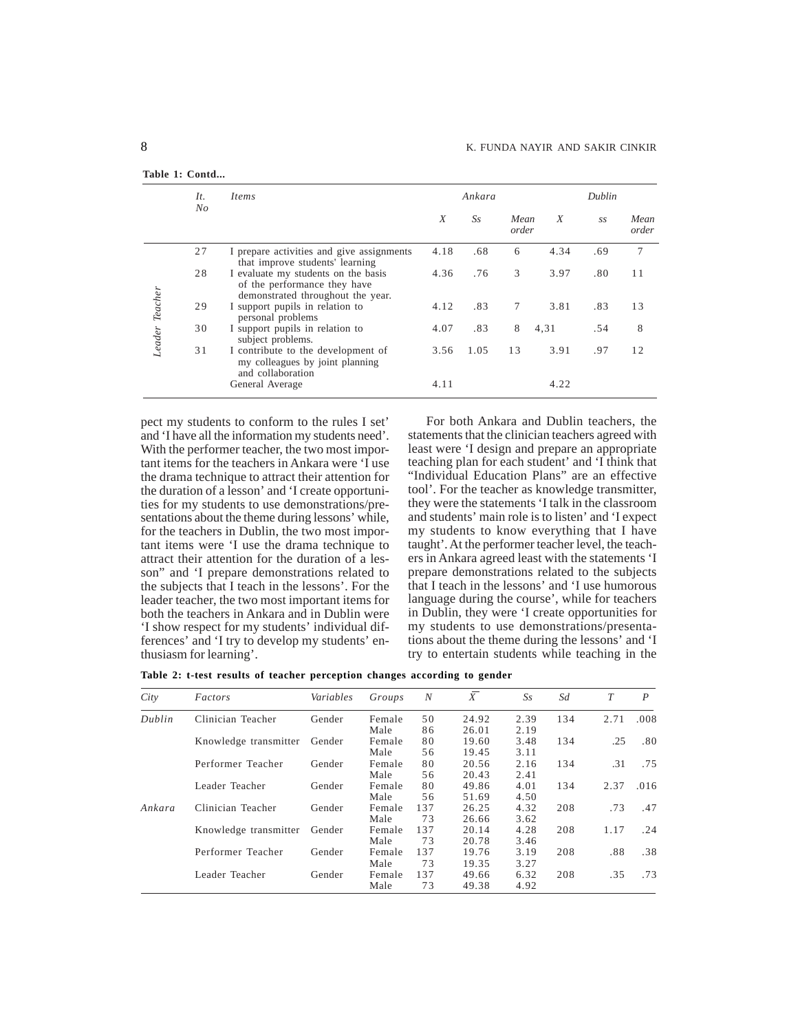**Table 1: Contd...**

| | It. No | Items | Ankara | | | Dublin | | |
|---|---|---|---|---|---|---|---|---|
| | | | X | Ss | Mean order | X | ss | Mean order |
| Leader Teacher | 27 | I prepare activities and give assignments that improve students' learning | 4.18 | .68 | 6 | 4.34 | .69 | 7 |
| | 28 | I evaluate my students on the basis of the performance they have demonstrated throughout the year. | 4.36 | .76 | 3 | 3.97 | .80 | 11 |
| | 29 | I support pupils in relation to personal problems | 4.12 | .83 | 7 | 3.81 | .83 | 13 |
| | 30 | I support pupils in relation to subject problems. | 4.07 | .83 | 8 | 4,31 | .54 | 8 |
| | 31 | I contribute to the development of my colleagues by joint planning and collaboration | 3.56 | 1.05 | 13 | 3.91 | .97 | 12 |
| | | General Average | 4.11 | | | 4.22 | | |

pect my students to conform to the rules I set' and 'I have all the information my students need'. With the performer teacher, the two most important items for the teachers in Ankara were 'I use the drama technique to attract their attention for the duration of a lesson' and 'I create opportunities for my students to use demonstrations/presentations about the theme during lessons' while, for the teachers in Dublin, the two most important items were 'I use the drama technique to attract their attention for the duration of a lesson" and 'I prepare demonstrations related to the subjects that I teach in the lessons'. For the leader teacher, the two most important items for both the teachers in Ankara and in Dublin were 'I show respect for my students' individual differences' and 'I try to develop my students' enthusiasm for learning'.

For both Ankara and Dublin teachers, the statements that the clinician teachers agreed with least were 'I design and prepare an appropriate teaching plan for each student' and 'I think that "Individual Education Plans" are an effective tool'. For the teacher as knowledge transmitter, they were the statements 'I talk in the classroom and students' main role is to listen' and 'I expect my students to know everything that I have taught'. At the performer teacher level, the teachers in Ankara agreed least with the statements 'I prepare demonstrations related to the subjects that I teach in the lessons' and 'I use humorous language during the course', while for teachers in Dublin, they were 'I create opportunities for my students to use demonstrations/presentations about the theme during the lessons' and 'I try to entertain students while teaching in the

**Table 2: t-test results of teacher perception changes according to gender**

| City | Factors | Variables | Groups | N | $\overline{X}$ | Ss | Sd | T | P |
|---|---|---|---|---|---|---|---|---|---|
| Dublin | Clinician Teacher | Gender | Female | 50 | 24.92 | 2.39 | 134 | 2.71 | .008 |
| | | | Male | 86 | 26.01 | 2.19 | | | |
| | Knowledge transmitter | Gender | Female | 80 | 19.60 | 3.48 | 134 | .25 | .80 |
| | | | Male | 56 | 19.45 | 3.11 | | | |
| | Performer Teacher | Gender | Female | 80 | 20.56 | 2.16 | 134 | .31 | .75 |
| | | | Male | 56 | 20.43 | 2.41 | | | |
| | Leader Teacher | Gender | Female | 80 | 49.86 | 4.01 | 134 | 2.37 | .016 |
| | | | Male | 56 | 51.69 | 4.50 | | | |
| Ankara | Clinician Teacher | Gender | Female | 137 | 26.25 | 4.32 | 208 | .73 | .47 |
| | | | Male | 73 | 26.66 | 3.62 | | | |
| | Knowledge transmitter | Gender | Female | 137 | 20.14 | 4.28 | 208 | 1.17 | .24 |
| | | | Male | 73 | 20.78 | 3.46 | | | |
| | Performer Teacher | Gender | Female | 137 | 19.76 | 3.19 | 208 | .88 | .38 |
| | | | Male | 73 | 19.35 | 3.27 | | | |
| | Leader Teacher | Gender | Female | 137 | 49.66 | 6.32 | 208 | .35 | .73 |
| | | | Male | 73 | 49.38 | 4.92 | | | |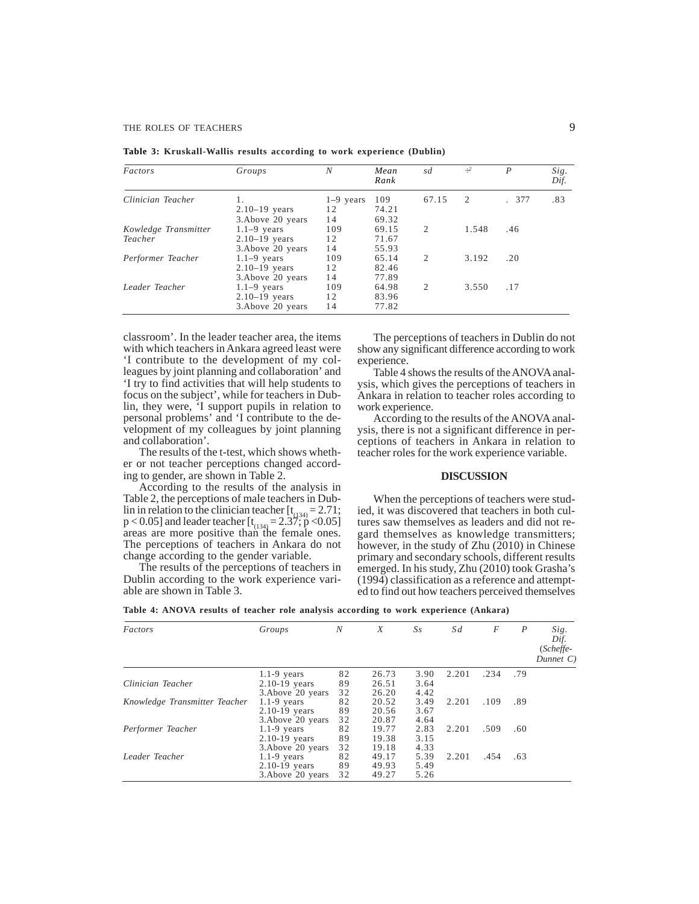**Table 3: Kruskall-Wallis results according to work experience (Dublin)**

| Factors | Groups | N | Mean Rank | sd | $\chi^2$ | P | Sig. Dif. |
|---|---|---|---|---|---|---|---|
| Clinician Teacher | 1. | 1–9 years | 109 | 67.15 | 2 | . 377 | .83 |
| | 2.10–19 years | 12 | 74.21 | | | | |
| | 3.Above 20 years | 14 | 69.32 | | | | |
| Kowledge Transmitter Teacher | 1.1–9 years | 109 | 69.15 | 2 | 1.548 | .46 | |
| | 2.10–19 years | 12 | 71.67 | | | | |
| | 3.Above 20 years | 14 | 55.93 | | | | |
| Performer Teacher | 1.1–9 years | 109 | 65.14 | 2 | 3.192 | .20 | |
| | 2.10–19 years | 12 | 82.46 | | | | |
| | 3.Above 20 years | 14 | 77.89 | | | | |
| Leader Teacher | 1.1–9 years | 109 | 64.98 | 2 | 3.550 | .17 | |
| | 2.10–19 years | 12 | 83.96 | | | | |
| | 3.Above 20 years | 14 | 77.82 | | | | |

classroom'. In the leader teacher area, the items with which teachers in Ankara agreed least were 'I contribute to the development of my colleagues by joint planning and collaboration' and 'I try to find activities that will help students to focus on the subject', while for teachers in Dublin, they were, 'I support pupils in relation to personal problems' and 'I contribute to the development of my colleagues by joint planning and collaboration'.

The results of the t-test, which shows whether or not teacher perceptions changed according to gender, are shown in Table 2.

According to the results of the analysis in Table 2, the perceptions of male teachers in Dublin in relation to the clinician teacher [$t_{(134)} = 2.71$; $p < 0.05$] and leader teacher [$t_{(134)} = 2.37$; $p < 0.05$] areas are more positive than the female ones. The perceptions of teachers in Ankara do not change according to the gender variable.

The results of the perceptions of teachers in Dublin according to the work experience variable are shown in Table 3.

The perceptions of teachers in Dublin do not show any significant difference according to work experience.

Table 4 shows the results of the ANOVA analysis, which gives the perceptions of teachers in Ankara in relation to teacher roles according to work experience.

According to the results of the ANOVA analysis, there is not a significant difference in perceptions of teachers in Ankara in relation to teacher roles for the work experience variable.

## DISCUSSION

When the perceptions of teachers were studied, it was discovered that teachers in both cultures saw themselves as leaders and did not regard themselves as knowledge transmitters; however, in the study of Zhu (2010) in Chinese primary and secondary schools, different results emerged. In his study, Zhu (2010) took Grasha's (1994) classification as a reference and attempted to find out how teachers perceived themselves

**Table 4: ANOVA results of teacher role analysis according to work experience (Ankara)**

| Factors | Groups | N | X | Ss | Sd | F | P | Sig. Dif. (Scheffe-Dunnet C) |
|---|---|---|---|---|---|---|---|---|
| | 1.1-9 years | 82 | 26.73 | 3.90 | 2.201 | .234 | .79 | |
| Clinician Teacher | 2.10-19 years | 89 | 26.51 | 3.64 | | | | |
| | 3.Above 20 years | 32 | 26.20 | 4.42 | | | | |
| Knowledge Transmitter Teacher | 1.1-9 years | 82 | 20.52 | 3.49 | 2.201 | .109 | .89 | |
| | 2.10-19 years | 89 | 20.56 | 3.67 | | | | |
| | 3.Above 20 years | 32 | 20.87 | 4.64 | | | | |
| Performer Teacher | 1.1-9 years | 82 | 19.77 | 2.83 | 2.201 | .509 | .60 | |
| | 2.10-19 years | 89 | 19.38 | 3.15 | | | | |
| | 3.Above 20 years | 32 | 19.18 | 4.33 | | | | |
| Leader Teacher | 1.1-9 years | 82 | 49.17 | 5.39 | 2.201 | .454 | .63 | |
| | 2.10-19 years | 89 | 49.93 | 5.49 | | | | |
| | 3.Above 20 years | 32 | 49.27 | 5.26 | | | | |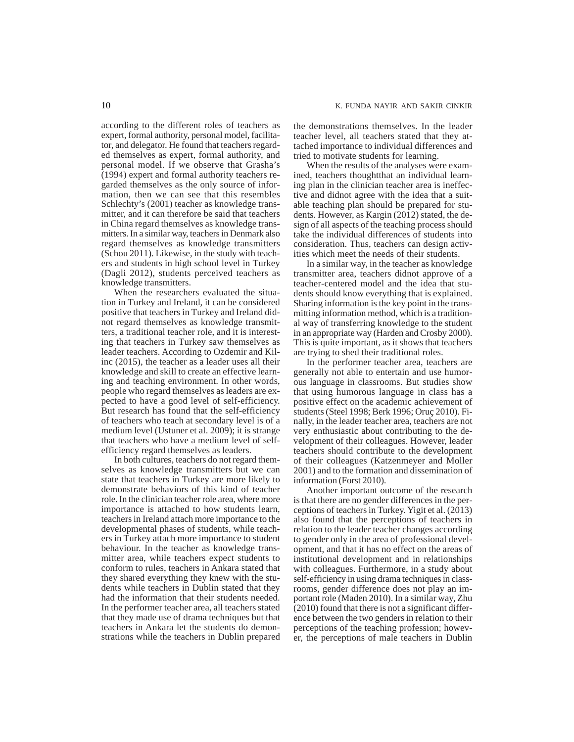according to the different roles of teachers as expert, formal authority, personal model, facilitator, and delegator. He found that teachers regarded themselves as expert, formal authority, and personal model. If we observe that Grasha's (1994) expert and formal authority teachers regarded themselves as the only source of information, then we can see that this resembles Schlechty's (2001) teacher as knowledge transmitter, and it can therefore be said that teachers in China regard themselves as knowledge transmitters. In a similar way, teachers in Denmark also regard themselves as knowledge transmitters (Schou 2011). Likewise, in the study with teachers and students in high school level in Turkey (Dagli 2012), students perceived teachers as knowledge transmitters.

When the researchers evaluated the situation in Turkey and Ireland, it can be considered positive that teachers in Turkey and Ireland didnot regard themselves as knowledge transmitters, a traditional teacher role, and it is interesting that teachers in Turkey saw themselves as leader teachers. According to Ozdemir and Kilinc (2015), the teacher as a leader uses all their knowledge and skill to create an effective learning and teaching environment. In other words, people who regard themselves as leaders are expected to have a good level of self-efficiency. But research has found that the self-efficiency of teachers who teach at secondary level is of a medium level (Ustuner et al. 2009); it is strange that teachers who have a medium level of self-efficiency regard themselves as leaders.

In both cultures, teachers do not regard themselves as knowledge transmitters but we can state that teachers in Turkey are more likely to demonstrate behaviors of this kind of teacher role. In the clinician teacher role area, where more importance is attached to how students learn, teachers in Ireland attach more importance to the developmental phases of students, while teachers in Turkey attach more importance to student behaviour. In the teacher as knowledge transmitter area, while teachers expect students to conform to rules, teachers in Ankara stated that they shared everything they knew with the students while teachers in Dublin stated that they had the information that their students needed. In the performer teacher area, all teachers stated that they made use of drama techniques but that teachers in Ankara let the students do demonstrations while the teachers in Dublin prepared the demonstrations themselves. In the leader teacher level, all teachers stated that they attached importance to individual differences and tried to motivate students for learning.

When the results of the analyses were examined, teachers thoughtthat an individual learning plan in the clinician teacher area is ineffective and didnot agree with the idea that a suitable teaching plan should be prepared for students. However, as Kargin (2012) stated, the design of all aspects of the teaching process should take the individual differences of students into consideration. Thus, teachers can design activities which meet the needs of their students.

In a similar way, in the teacher as knowledge transmitter area, teachers didnot approve of a teacher-centered model and the idea that students should know everything that is explained. Sharing information is the key point in the transmitting information method, which is a traditional way of transferring knowledge to the student in an appropriate way (Harden and Crosby 2000). This is quite important, as it shows that teachers are trying to shed their traditional roles.

In the performer teacher area, teachers are generally not able to entertain and use humorous language in classrooms. But studies show that using humorous language in class has a positive effect on the academic achievement of students (Steel 1998; Berk 1996; Oruç 2010). Finally, in the leader teacher area, teachers are not very enthusiastic about contributing to the development of their colleagues. However, leader teachers should contribute to the development of their colleagues (Katzenmeyer and Moller 2001) and to the formation and dissemination of information (Forst 2010).

Another important outcome of the research is that there are no gender differences in the perceptions of teachers in Turkey. Yigit et al. (2013) also found that the perceptions of teachers in relation to the leader teacher changes according to gender only in the area of professional development, and that it has no effect on the areas of institutional development and in relationships with colleagues. Furthermore, in a study about self-efficiency in using drama techniques in classrooms, gender difference does not play an important role (Maden 2010). In a similar way, Zhu (2010) found that there is not a significant difference between the two genders in relation to their perceptions of the teaching profession; however, the perceptions of male teachers in Dublin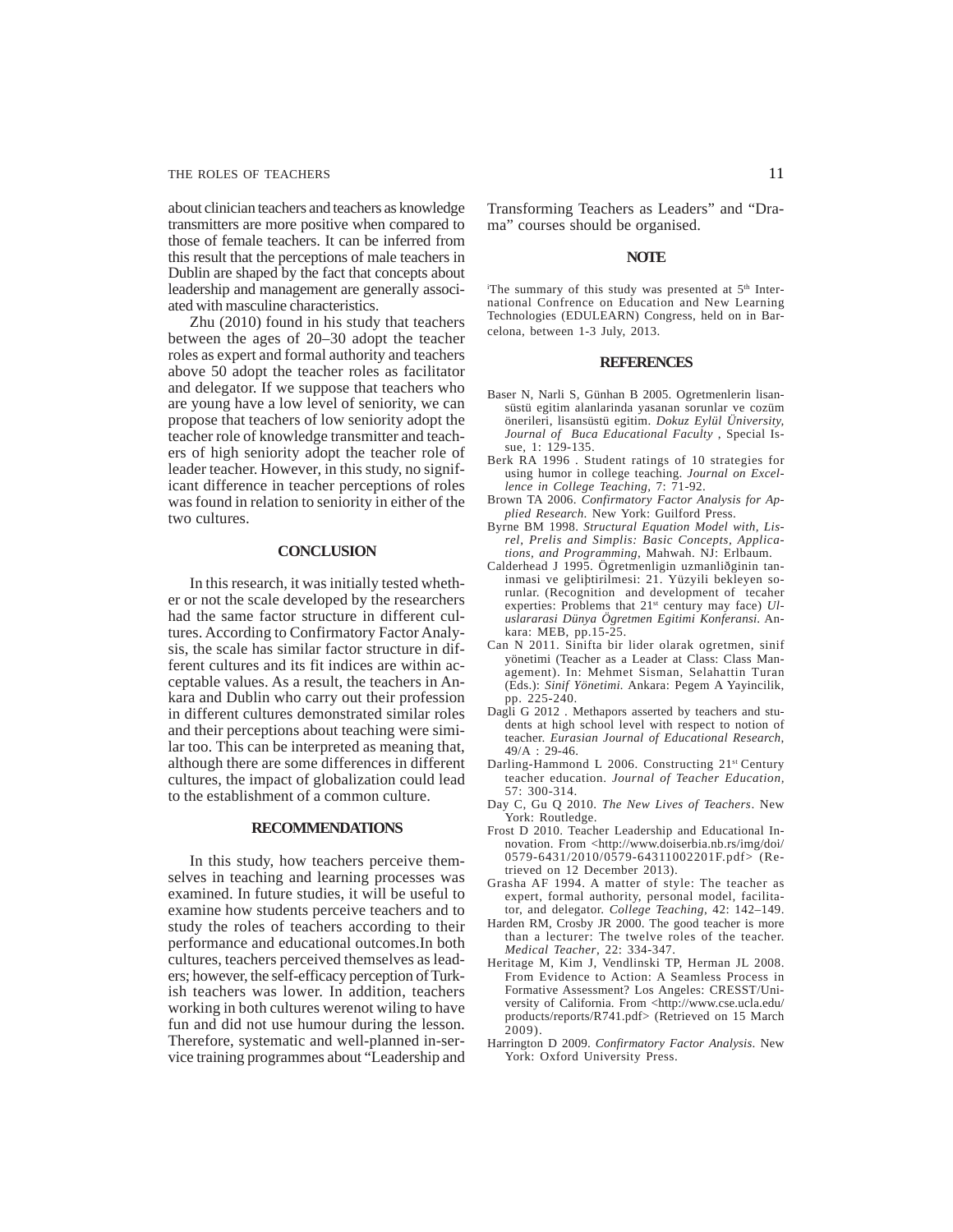about clinician teachers and teachers as knowledge transmitters are more positive when compared to those of female teachers. It can be inferred from this result that the perceptions of male teachers in Dublin are shaped by the fact that concepts about leadership and management are generally associated with masculine characteristics.

Zhu (2010) found in his study that teachers between the ages of 20–30 adopt the teacher roles as expert and formal authority and teachers above 50 adopt the teacher roles as facilitator and delegator. If we suppose that teachers who are young have a low level of seniority, we can propose that teachers of low seniority adopt the teacher role of knowledge transmitter and teachers of high seniority adopt the teacher role of leader teacher. However, in this study, no significant difference in teacher perceptions of roles was found in relation to seniority in either of the two cultures.

## CONCLUSION

In this research, it was initially tested whether or not the scale developed by the researchers had the same factor structure in different cultures. According to Confirmatory Factor Analysis, the scale has similar factor structure in different cultures and its fit indices are within acceptable values. As a result, the teachers in Ankara and Dublin who carry out their profession in different cultures demonstrated similar roles and their perceptions about teaching were similar too. This can be interpreted as meaning that, although there are some differences in different cultures, the impact of globalization could lead to the establishment of a common culture.

## RECOMMENDATIONS

In this study, how teachers perceive themselves in teaching and learning processes was examined. In future studies, it will be useful to examine how students perceive teachers and to study the roles of teachers according to their performance and educational outcomes.In both cultures, teachers perceived themselves as leaders; however, the self-efficacy perception of Turkish teachers was lower. In addition, teachers working in both cultures werenot wiling to have fun and did not use humour during the lesson. Therefore, systematic and well-planned in-service training programmes about "Leadership and Transforming Teachers as Leaders" and "Drama" courses should be organised.

## NOTE

[i]The summary of this study was presented at 5th International Confrence on Education and New Learning Technologies (EDULEARN) Congress, held on in Barcelona, between 1-3 July, 2013.

## REFERENCES

Baser N, Narli S, Günhan B 2005. Ogretmenlerin lisansüstü egitim alanlarinda yasanan sorunlar ve cozüm önerileri, lisansüstü egitim. *Dokuz Eylül Üniversity, Journal of Buca Educational Faculty* , Special Issue, 1: 129-135.

Berk RA 1996 . Student ratings of 10 strategies for using humor in college teaching. *Journal on Excellence in College Teaching*, 7: 71-92.

Brown TA 2006. *Confirmatory Factor Analysis for Applied Research*. New York: Guilford Press.

Byrne BM 1998. *Structural Equation Model with, Lisrel, Prelis and Simplis: Basic Concepts, Applications, and Programming*, Mahwah. NJ: Erlbaum.

Calderhead J 1995. Ögretmenligin uzmanliðginin taninmasi ve geliþtirilmesi: 21. Yüzyili bekleyen sorunlar. (Recognition and development of tecaher experties: Problems that 21st century may face) *Uluslararasi Dünya Ögretmen Egitimi Konferansi*. Ankara: MEB, pp.15-25.

Can N 2011. Sinifta bir lider olarak ogretmen, sinif yönetimi (Teacher as a Leader at Class: Class Management). In: Mehmet Sisman, Selahattin Turan (Eds.): *Sinif Yönetimi.* Ankara: Pegem A Yayincilik, pp. 225-240.

Dagli G 2012 . Methapors asserted by teachers and students at high school level with respect to notion of teacher. *Eurasian Journal of Educational Research*, 49/A : 29-46.

Darling-Hammond L 2006. Constructing 21st Century teacher education. *Journal of Teacher Education*, 57: 300-314.

Day C, Gu Q 2010. *The New Lives of Teachers*. New York: Routledge.

Frost D 2010. Teacher Leadership and Educational Innovation. From <http://www.doiserbia.nb.rs/img/doi/0579-6431/2010/0579-64311002201F.pdf> (Retrieved on 12 December 2013).

Grasha AF 1994. A matter of style: The teacher as expert, formal authority, personal model, facilitator, and delegator. *College Teaching*, 42: 142–149.

Harden RM, Crosby JR 2000. The good teacher is more than a lecturer: The twelve roles of the teacher. *Medical Teacher*, 22: 334-347.

Heritage M, Kim J, Vendlinski TP, Herman JL 2008. From Evidence to Action: A Seamless Process in Formative Assessment? Los Angeles: CRESST/University of California. From <http://www.cse.ucla.edu/products/reports/R741.pdf> (Retrieved on 15 March 2009).

Harrington D 2009. *Confirmatory Factor Analysis*. New York: Oxford University Press.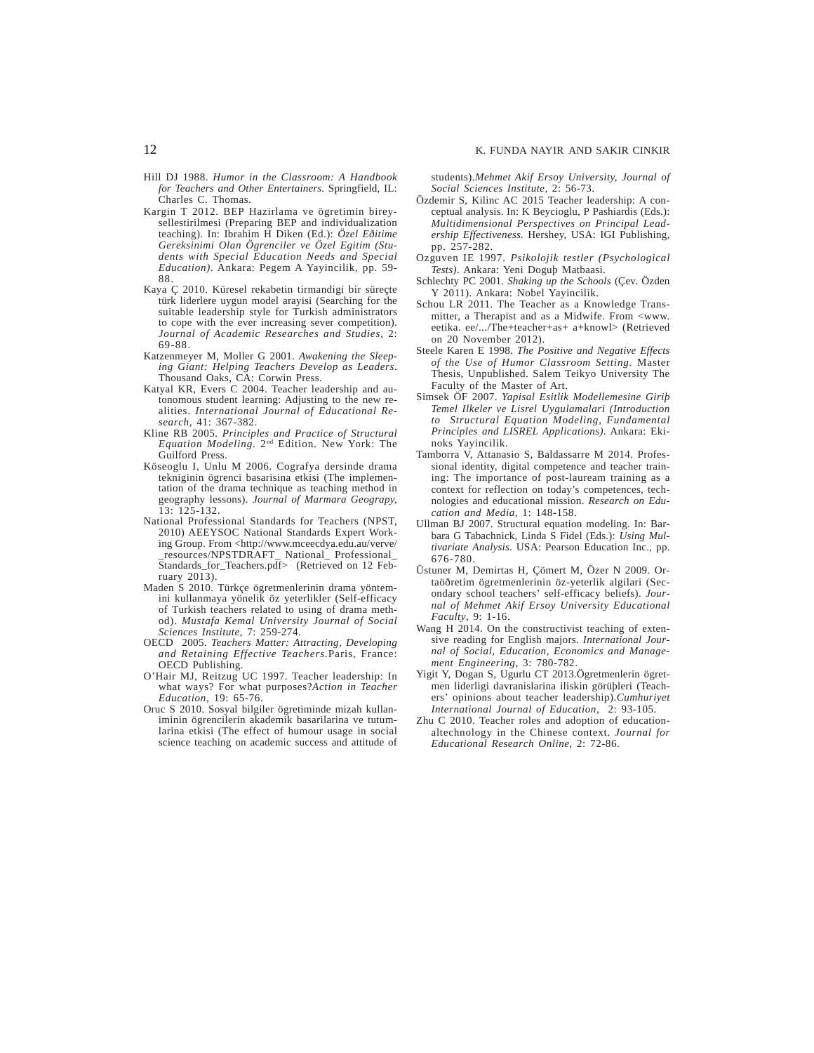Hill DJ 1988. *Humor in the Classroom: A Handbook for Teachers and Other Entertainers.* Springfield, IL: Charles C. Thomas.

Kargin T 2012. BEP Hazirlama ve ögretimin bireysellestirilmesi (Preparing BEP and individualization teaching). In: Ibrahim H Diken (Ed.): *Özel Eðitime Gereksinimi Olan Ögrenciler ve Özel Egitim (Students with Special Education Needs and Special Education).* Ankara: Pegem A Yayincilik, pp. 59-88.

Kaya Ç 2010. Küresel rekabetin tirmandigi bir süreçte türk liderlere uygun model arayisi (Searching for the suitable leadership style for Turkish administrators to cope with the ever increasing sever competition). *Journal of Academic Researches and Studies*, 2: 69-88.

Katzenmeyer M, Moller G 2001. *Awakening the Sleeping Giant: Helping Teachers Develop as Leaders.* Thousand Oaks, CA: Corwin Press.

Katyal KR, Evers C 2004. Teacher leadership and autonomous student learning: Adjusting to the new realities. *International Journal of Educational Research,* 41: 367-382.

Kline RB 2005. *Principles and Practice of Structural Equation Modeling.* 2nd Edition. New York: The Guilford Press.

Köseoglu I, Unlu M 2006. Cografya dersinde drama tekniginin ögrenci basarisina etkisi (The implementation of the drama technique as teaching method in geography lessons). *Journal of Marmara Geograpy,* 13: 125-132.

National Professional Standards for Teachers (NPST, 2010) AEEYSOC National Standards Expert Working Group. From <http://www.mceecdya.edu.au/verve/_resources/NPSTDRAFT_ National_ Professional_ Standards_for_Teachers.pdf> (Retrieved on 12 February 2013).

Maden S 2010. Türkçe ögretmenlerinin drama yöntemini kullanmaya yönelik öz yeterlikler (Self-efficacy of Turkish teachers related to using of drama method). *Mustafa Kemal University Journal of Social Sciences Institute,* 7: 259-274.

OECD 2005. *Teachers Matter: Attracting, Developing and Retaining Effective Teachers.*Paris, France: OECD Publishing.

O'Hair MJ, Reitzug UC 1997. Teacher leadership: In what ways? For what purposes?*Action in Teacher Education,* 19: 65-76.

Oruc S 2010. Sosyal bilgiler ögretiminde mizah kullaniminin ögrencilerin akademik basarilarina ve tutumlarina etkisi (The effect of humour usage in social science teaching on academic success and attitude of students).*Mehmet Akif Ersoy University, Journal of Social Sciences Institute,* 2: 56-73.

Özdemir S, Kilinc AC 2015 Teacher leadership: A conceptual analysis. In: K Beycioglu, P Pashiardis (Eds.): *Multidimensional Perspectives on Principal Leadership Effectiveness.* Hershey, USA: IGI Publishing, pp. 257-282.

Ozguven IE 1997. *Psikolojik testler (Psychological Tests).* Ankara: Yeni Doguþ Matbaasi.

Schlechty PC 2001. *Shaking up the Schools* (Çev. Özden Y 2011). Ankara: Nobel Yayincilik.

Schou LR 2011. The Teacher as a Knowledge Transmitter, a Therapist and as a Midwife. From <www.eetika. ee/.../The+teacher+as+ a+knowl> (Retrieved on 20 November 2012).

Steele Karen E 1998. *The Positive and Negative Effects of the Use of Humor Classroom Setting.* Master Thesis, Unpublished. Salem Teikyo University The Faculty of the Master of Art.

Simsek ÖF 2007. *Yapisal Esitlik Modellemesine Giriþ Temel Ilkeler ve Lisrel Uygulamalari (Introduction to Structural Equation Modeling, Fundamental Principles and LISREL Applications).* Ankara: Ekinoks Yayincilik.

Tamborra V, Attanasio S, Baldassarre M 2014. Professional identity, digital competence and teacher training: The importance of post-lauream training as a context for reflection on today's competences, technologies and educational mission. *Research on Education and Media,* 1: 148-158.

Ullman BJ 2007. Structural equation modeling. In: Barbara G Tabachnick, Linda S Fidel (Eds.): *Using Multivariate Analysis.* USA: Pearson Education Inc., pp. 676-780.

Üstuner M, Demirtas H, Çömert M, Özer N 2009. Ortaöðretim ögretmenlerinin öz-yeterlik algilari (Secondary school teachers' self-efficacy beliefs). *Journal of Mehmet Akif Ersoy University Educational Faculty,* 9: 1-16.

Wang H 2014. On the constructivist teaching of extensive reading for English majors. *International Journal of Social, Education, Economics and Management Engineering,* 3: 780-782.

Yigit Y, Dogan S, Ugurlu CT 2013.Ögretmenlerin ögretmen liderligi davranislarina iliskin görüþleri (Teachers' opinions about teacher leadership).*Cumhuriyet International Journal of Education,* 2: 93-105.

Zhu C 2010. Teacher roles and adoption of educationaltechnology in the Chinese context. *Journal for Educational Research Online,* 2: 72-86.